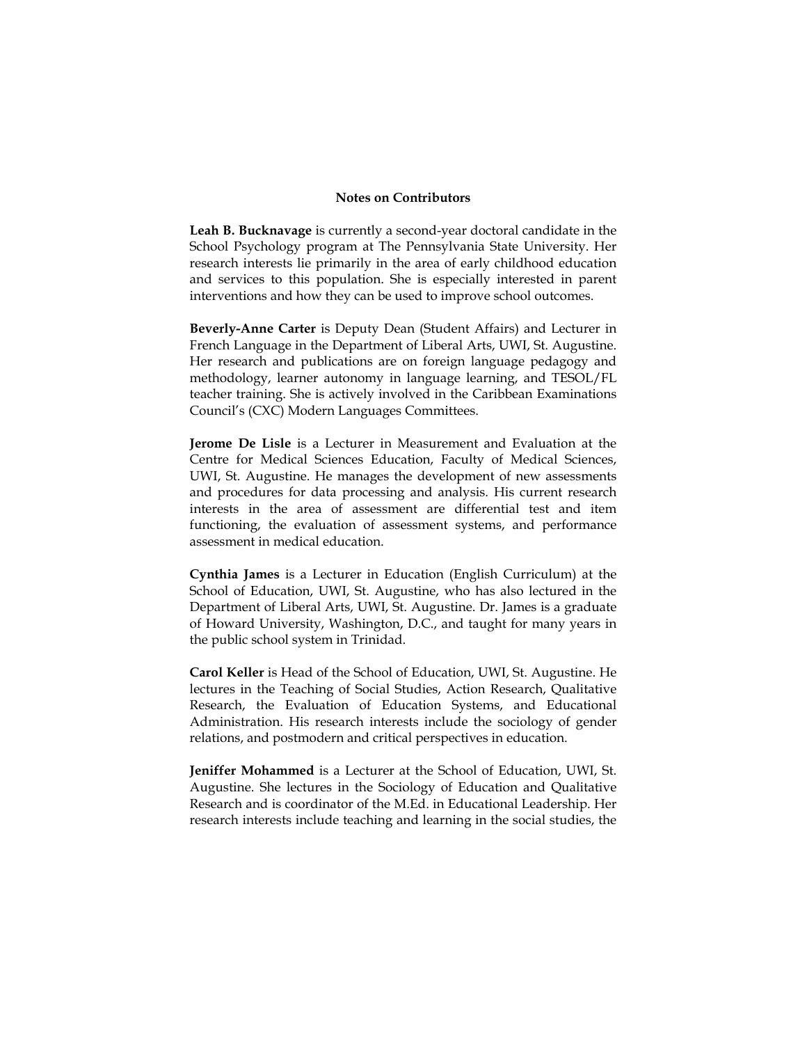## Notes on Contributors

**Leah B. Bucknavage** is currently a second-year doctoral candidate in the School Psychology program at The Pennsylvania State University. Her research interests lie primarily in the area of early childhood education and services to this population. She is especially interested in parent interventions and how they can be used to improve school outcomes.

**Beverly-Anne Carter** is Deputy Dean (Student Affairs) and Lecturer in French Language in the Department of Liberal Arts, UWI, St. Augustine. Her research and publications are on foreign language pedagogy and methodology, learner autonomy in language learning, and TESOL/FL teacher training. She is actively involved in the Caribbean Examinations Council's (CXC) Modern Languages Committees.

**Jerome De Lisle** is a Lecturer in Measurement and Evaluation at the Centre for Medical Sciences Education, Faculty of Medical Sciences, UWI, St. Augustine. He manages the development of new assessments and procedures for data processing and analysis. His current research interests in the area of assessment are differential test and item functioning, the evaluation of assessment systems, and performance assessment in medical education.

**Cynthia James** is a Lecturer in Education (English Curriculum) at the School of Education, UWI, St. Augustine, who has also lectured in the Department of Liberal Arts, UWI, St. Augustine. Dr. James is a graduate of Howard University, Washington, D.C., and taught for many years in the public school system in Trinidad.

**Carol Keller** is Head of the School of Education, UWI, St. Augustine. He lectures in the Teaching of Social Studies, Action Research, Qualitative Research, the Evaluation of Education Systems, and Educational Administration. His research interests include the sociology of gender relations, and postmodern and critical perspectives in education.

**Jeniffer Mohammed** is a Lecturer at the School of Education, UWI, St. Augustine. She lectures in the Sociology of Education and Qualitative Research and is coordinator of the M.Ed. in Educational Leadership. Her research interests include teaching and learning in the social studies, the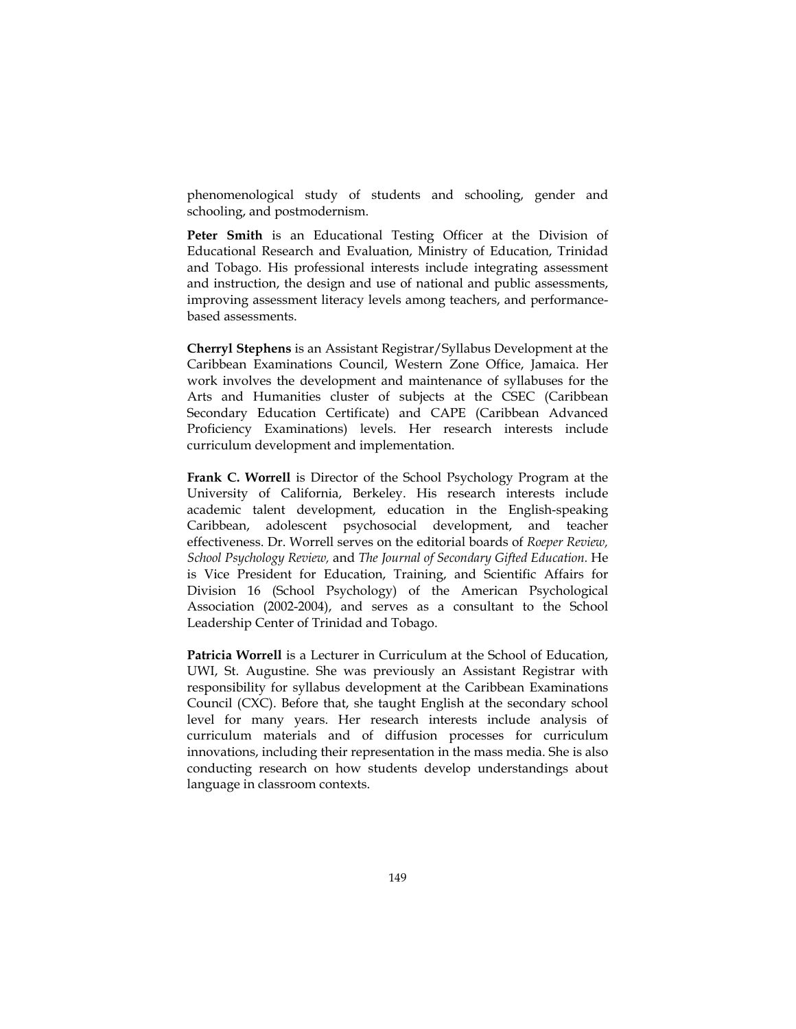phenomenological study of students and schooling, gender and schooling, and postmodernism.

**Peter Smith** is an Educational Testing Officer at the Division of Educational Research and Evaluation, Ministry of Education, Trinidad and Tobago. His professional interests include integrating assessment and instruction, the design and use of national and public assessments, improving assessment literacy levels among teachers, and performance-based assessments.

**Cherryl Stephens** is an Assistant Registrar/Syllabus Development at the Caribbean Examinations Council, Western Zone Office, Jamaica. Her work involves the development and maintenance of syllabuses for the Arts and Humanities cluster of subjects at the CSEC (Caribbean Secondary Education Certificate) and CAPE (Caribbean Advanced Proficiency Examinations) levels. Her research interests include curriculum development and implementation.

**Frank C. Worrell** is Director of the School Psychology Program at the University of California, Berkeley. His research interests include academic talent development, education in the English-speaking Caribbean, adolescent psychosocial development, and teacher effectiveness. Dr. Worrell serves on the editorial boards of *Roeper Review, School Psychology Review,* and *The Journal of Secondary Gifted Education.* He is Vice President for Education, Training, and Scientific Affairs for Division 16 (School Psychology) of the American Psychological Association (2002-2004), and serves as a consultant to the School Leadership Center of Trinidad and Tobago.

**Patricia Worrell** is a Lecturer in Curriculum at the School of Education, UWI, St. Augustine. She was previously an Assistant Registrar with responsibility for syllabus development at the Caribbean Examinations Council (CXC). Before that, she taught English at the secondary school level for many years. Her research interests include analysis of curriculum materials and of diffusion processes for curriculum innovations, including their representation in the mass media. She is also conducting research on how students develop understandings about language in classroom contexts.